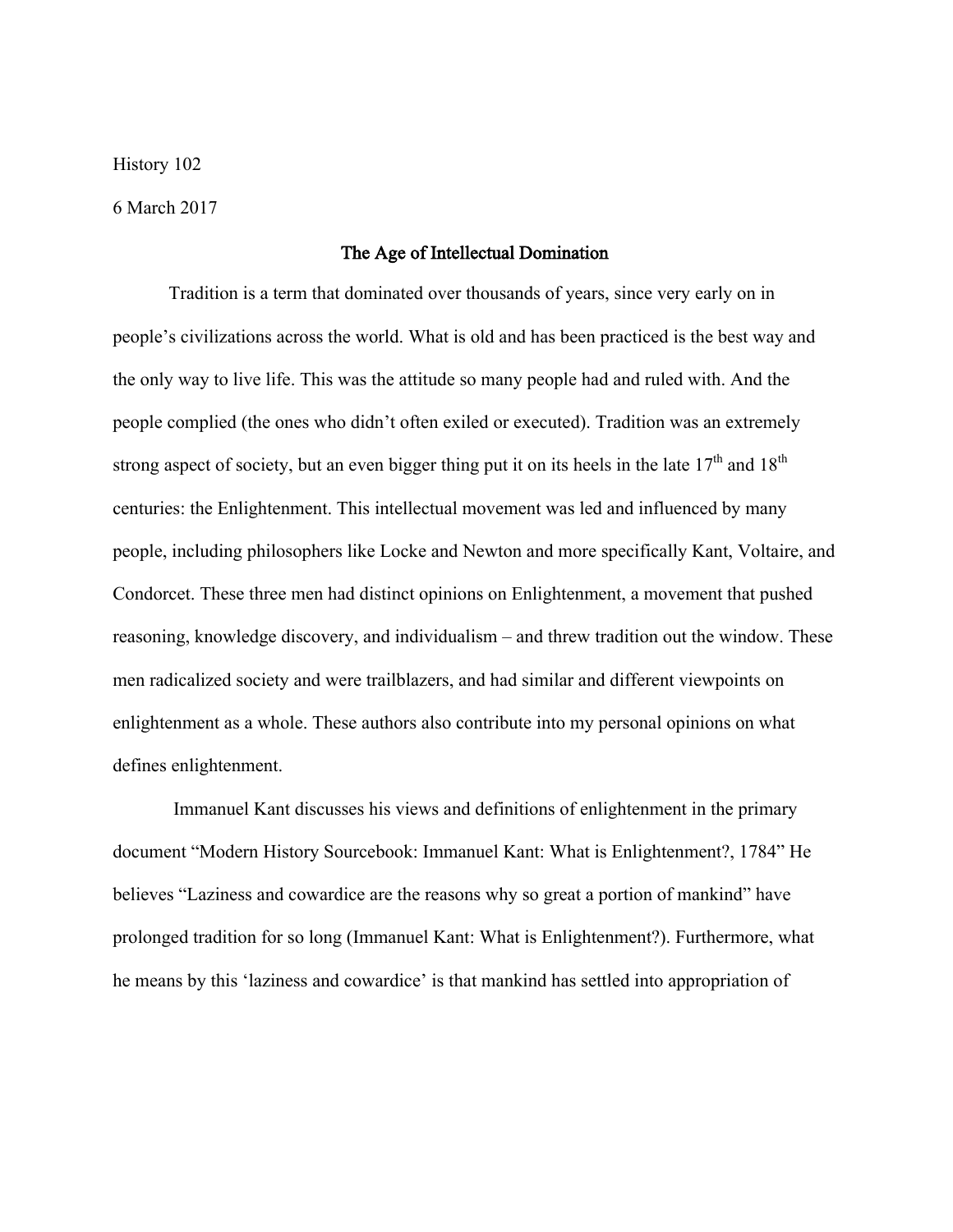History 102

6 March 2017

# The Age of Intellectual Domination

Tradition is a term that dominated over thousands of years, since very early on in people's civilizations across the world. What is old and has been practiced is the best way and the only way to live life. This was the attitude so many people had and ruled with. And the people complied (the ones who didn't often exiled or executed). Tradition was an extremely strong aspect of society, but an even bigger thing put it on its heels in the late 17th and 18th centuries: the Enlightenment. This intellectual movement was led and influenced by many people, including philosophers like Locke and Newton and more specifically Kant, Voltaire, and Condorcet. These three men had distinct opinions on Enlightenment, a movement that pushed reasoning, knowledge discovery, and individualism – and threw tradition out the window. These men radicalized society and were trailblazers, and had similar and different viewpoints on enlightenment as a whole. These authors also contribute into my personal opinions on what defines enlightenment.

Immanuel Kant discusses his views and definitions of enlightenment in the primary document "Modern History Sourcebook: Immanuel Kant: What is Enlightenment?, 1784" He believes "Laziness and cowardice are the reasons why so great a portion of mankind" have prolonged tradition for so long (Immanuel Kant: What is Enlightenment?). Furthermore, what he means by this 'laziness and cowardice' is that mankind has settled into appropriation of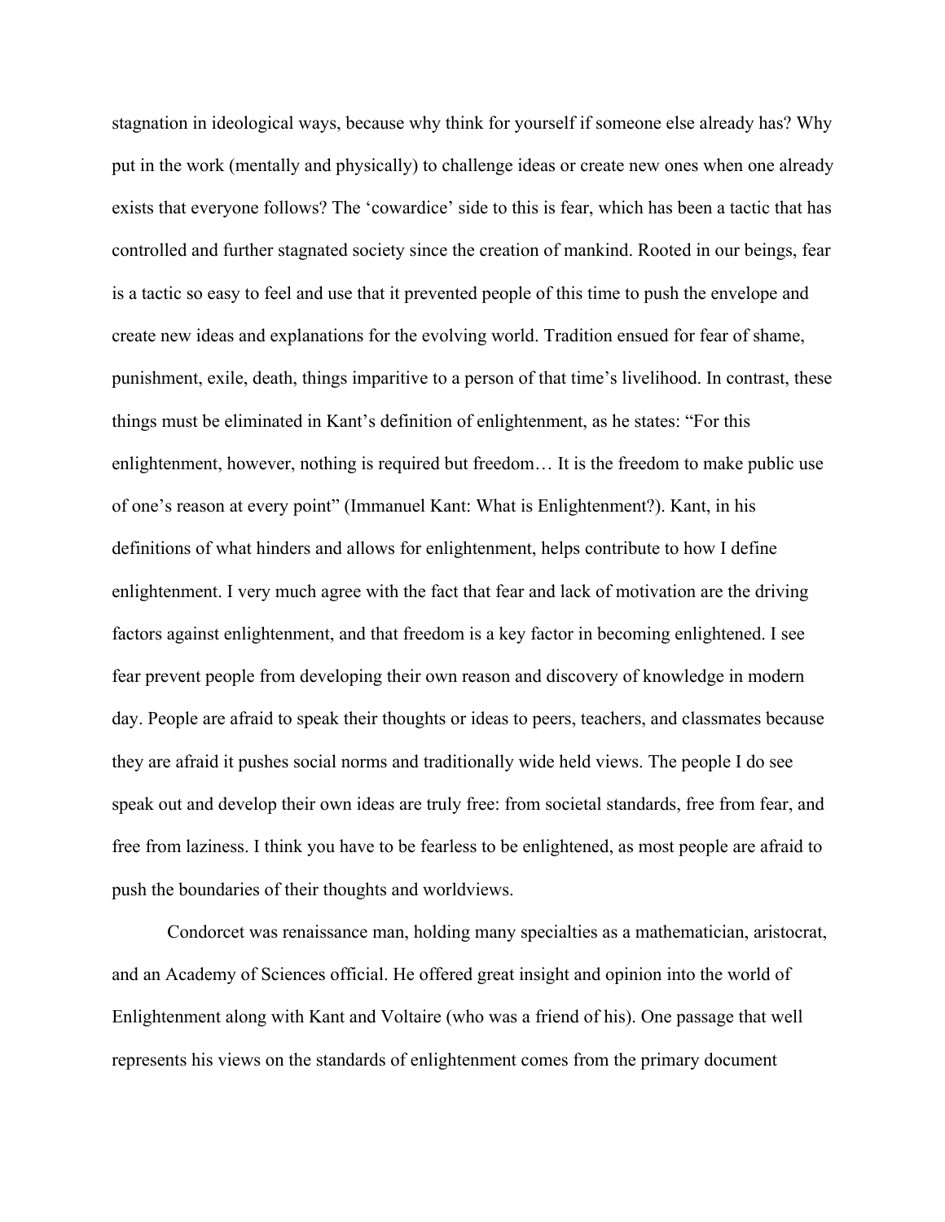stagnation in ideological ways, because why think for yourself if someone else already has? Why put in the work (mentally and physically) to challenge ideas or create new ones when one already exists that everyone follows? The 'cowardice' side to this is fear, which has been a tactic that has controlled and further stagnated society since the creation of mankind. Rooted in our beings, fear is a tactic so easy to feel and use that it prevented people of this time to push the envelope and create new ideas and explanations for the evolving world. Tradition ensued for fear of shame, punishment, exile, death, things imparitive to a person of that time's livelihood. In contrast, these things must be eliminated in Kant's definition of enlightenment, as he states: "For this enlightenment, however, nothing is required but freedom… It is the freedom to make public use of one's reason at every point" (Immanuel Kant: What is Enlightenment?). Kant, in his definitions of what hinders and allows for enlightenment, helps contribute to how I define enlightenment. I very much agree with the fact that fear and lack of motivation are the driving factors against enlightenment, and that freedom is a key factor in becoming enlightened. I see fear prevent people from developing their own reason and discovery of knowledge in modern day. People are afraid to speak their thoughts or ideas to peers, teachers, and classmates because they are afraid it pushes social norms and traditionally wide held views. The people I do see speak out and develop their own ideas are truly free: from societal standards, free from fear, and free from laziness. I think you have to be fearless to be enlightened, as most people are afraid to push the boundaries of their thoughts and worldviews.

Condorcet was renaissance man, holding many specialties as a mathematician, aristocrat, and an Academy of Sciences official. He offered great insight and opinion into the world of Enlightenment along with Kant and Voltaire (who was a friend of his). One passage that well represents his views on the standards of enlightenment comes from the primary document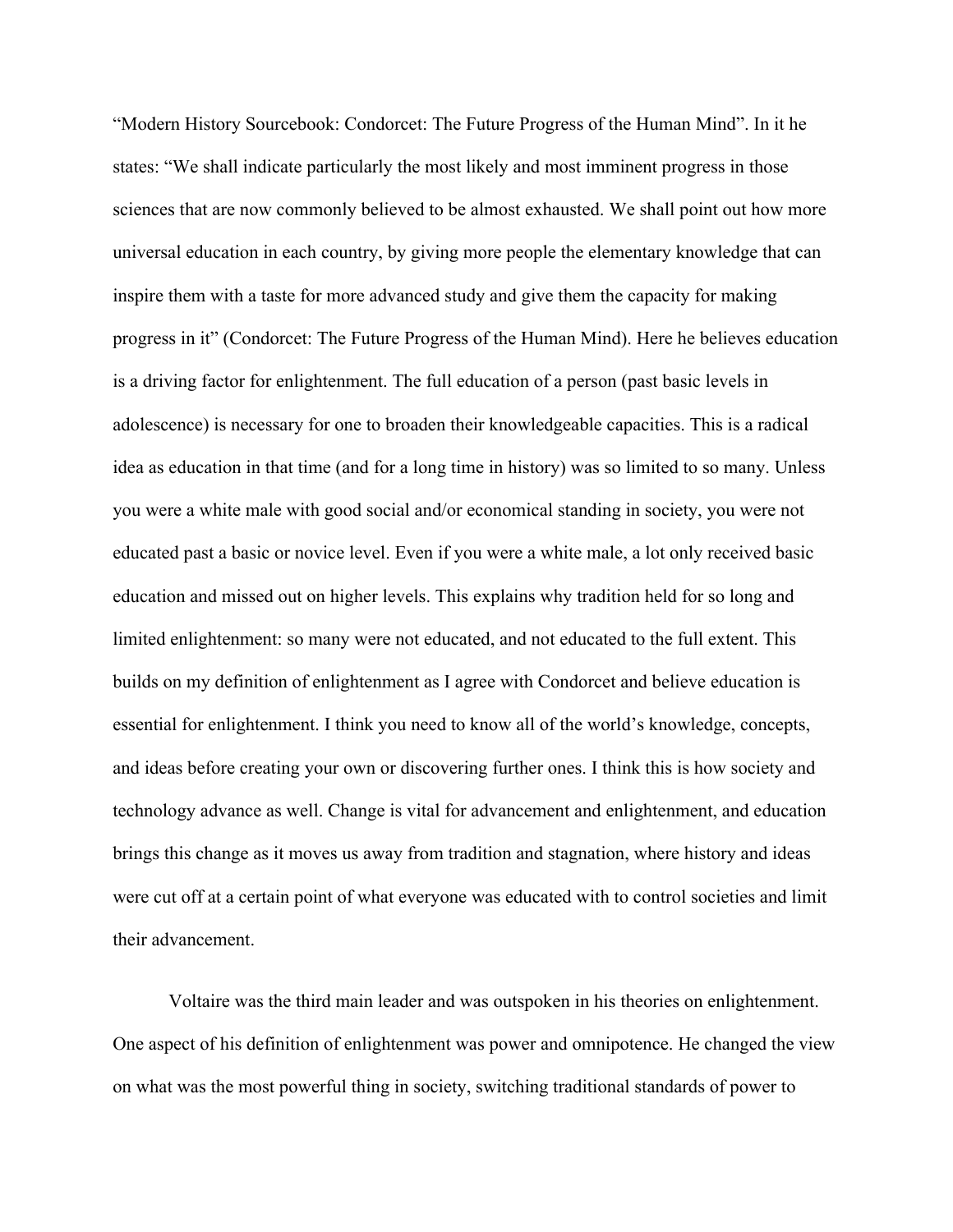"Modern History Sourcebook: Condorcet: The Future Progress of the Human Mind". In it he states: "We shall indicate particularly the most likely and most imminent progress in those sciences that are now commonly believed to be almost exhausted. We shall point out how more universal education in each country, by giving more people the elementary knowledge that can inspire them with a taste for more advanced study and give them the capacity for making progress in it" (Condorcet: The Future Progress of the Human Mind). Here he believes education is a driving factor for enlightenment. The full education of a person (past basic levels in adolescence) is necessary for one to broaden their knowledgeable capacities. This is a radical idea as education in that time (and for a long time in history) was so limited to so many. Unless you were a white male with good social and/or economical standing in society, you were not educated past a basic or novice level. Even if you were a white male, a lot only received basic education and missed out on higher levels. This explains why tradition held for so long and limited enlightenment: so many were not educated, and not educated to the full extent. This builds on my definition of enlightenment as I agree with Condorcet and believe education is essential for enlightenment. I think you need to know all of the world's knowledge, concepts, and ideas before creating your own or discovering further ones. I think this is how society and technology advance as well. Change is vital for advancement and enlightenment, and education brings this change as it moves us away from tradition and stagnation, where history and ideas were cut off at a certain point of what everyone was educated with to control societies and limit their advancement.

Voltaire was the third main leader and was outspoken in his theories on enlightenment. One aspect of his definition of enlightenment was power and omnipotence. He changed the view on what was the most powerful thing in society, switching traditional standards of power to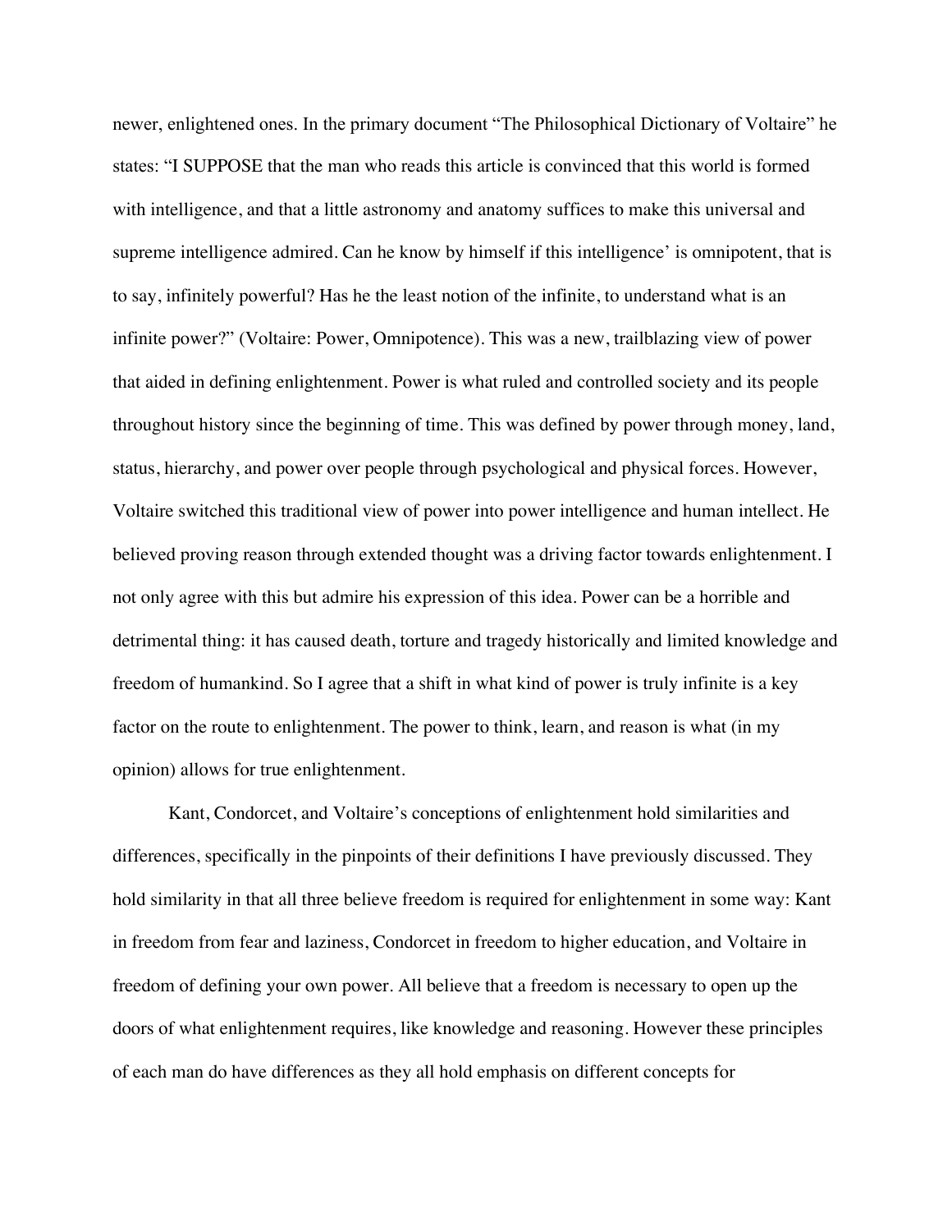newer, enlightened ones. In the primary document "The Philosophical Dictionary of Voltaire" he states: "I SUPPOSE that the man who reads this article is convinced that this world is formed with intelligence, and that a little astronomy and anatomy suffices to make this universal and supreme intelligence admired. Can he know by himself if this intelligence' is omnipotent, that is to say, infinitely powerful? Has he the least notion of the infinite, to understand what is an infinite power?" (Voltaire: Power, Omnipotence). This was a new, trailblazing view of power that aided in defining enlightenment. Power is what ruled and controlled society and its people throughout history since the beginning of time. This was defined by power through money, land, status, hierarchy, and power over people through psychological and physical forces. However, Voltaire switched this traditional view of power into power intelligence and human intellect. He believed proving reason through extended thought was a driving factor towards enlightenment. I not only agree with this but admire his expression of this idea. Power can be a horrible and detrimental thing: it has caused death, torture and tragedy historically and limited knowledge and freedom of humankind. So I agree that a shift in what kind of power is truly infinite is a key factor on the route to enlightenment. The power to think, learn, and reason is what (in my opinion) allows for true enlightenment.

Kant, Condorcet, and Voltaire's conceptions of enlightenment hold similarities and differences, specifically in the pinpoints of their definitions I have previously discussed. They hold similarity in that all three believe freedom is required for enlightenment in some way: Kant in freedom from fear and laziness, Condorcet in freedom to higher education, and Voltaire in freedom of defining your own power. All believe that a freedom is necessary to open up the doors of what enlightenment requires, like knowledge and reasoning. However these principles of each man do have differences as they all hold emphasis on different concepts for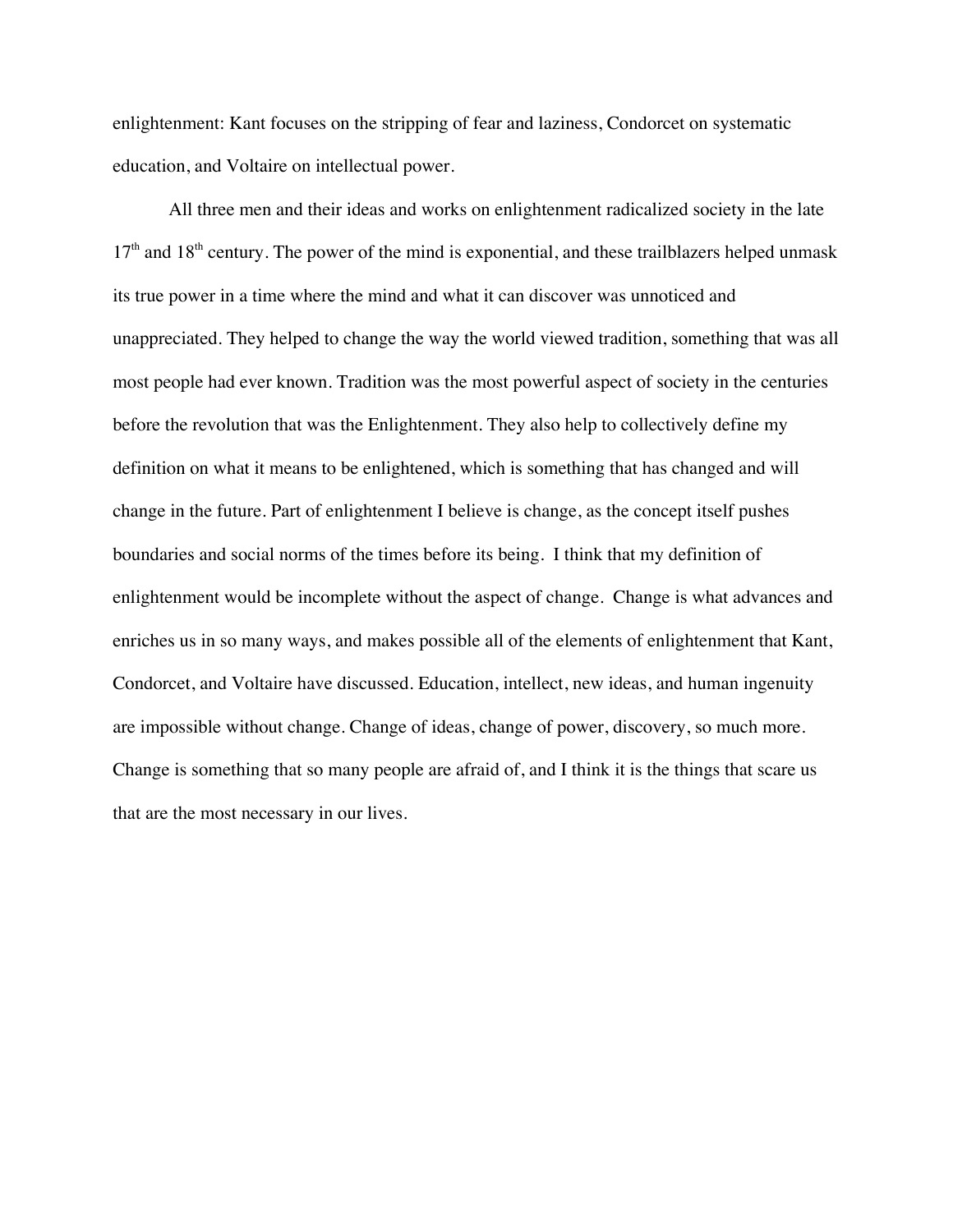enlightenment: Kant focuses on the stripping of fear and laziness, Condorcet on systematic education, and Voltaire on intellectual power.

All three men and their ideas and works on enlightenment radicalized society in the late 17th and 18th century. The power of the mind is exponential, and these trailblazers helped unmask its true power in a time where the mind and what it can discover was unnoticed and unappreciated. They helped to change the way the world viewed tradition, something that was all most people had ever known. Tradition was the most powerful aspect of society in the centuries before the revolution that was the Enlightenment. They also help to collectively define my definition on what it means to be enlightened, which is something that has changed and will change in the future. Part of enlightenment I believe is change, as the concept itself pushes boundaries and social norms of the times before its being. I think that my definition of enlightenment would be incomplete without the aspect of change. Change is what advances and enriches us in so many ways, and makes possible all of the elements of enlightenment that Kant, Condorcet, and Voltaire have discussed. Education, intellect, new ideas, and human ingenuity are impossible without change. Change of ideas, change of power, discovery, so much more. Change is something that so many people are afraid of, and I think it is the things that scare us that are the most necessary in our lives.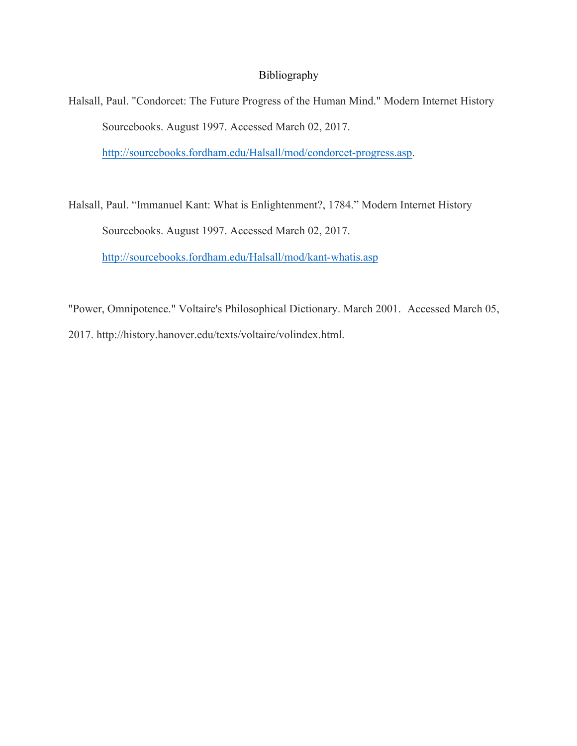# Bibliography

Halsall, Paul. "Condorcet: The Future Progress of the Human Mind." Modern Internet History Sourcebooks. August 1997. Accessed March 02, 2017. http://sourcebooks.fordham.edu/Halsall/mod/condorcet-progress.asp.

Halsall, Paul. "Immanuel Kant: What is Enlightenment?, 1784." Modern Internet History Sourcebooks. August 1997. Accessed March 02, 2017. http://sourcebooks.fordham.edu/Halsall/mod/kant-whatis.asp

"Power, Omnipotence." Voltaire's Philosophical Dictionary. March 2001. Accessed March 05, 2017. http://history.hanover.edu/texts/voltaire/volindex.html.